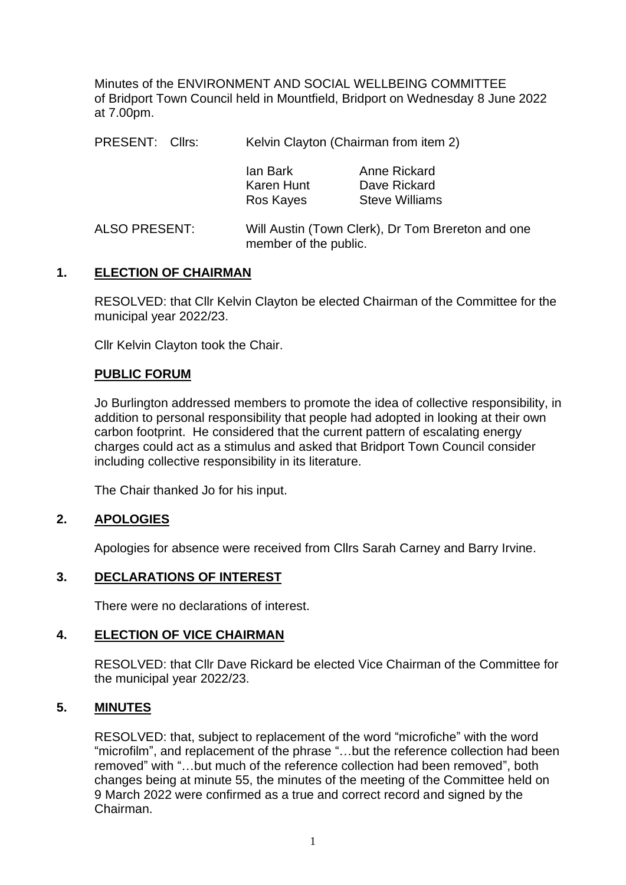Minutes of the ENVIRONMENT AND SOCIAL WELLBEING COMMITTEE of Bridport Town Council held in Mountfield, Bridport on Wednesday 8 June 2022 at 7.00pm.

PRESENT: Cllrs: Kelvin Clayton (Chairman from item 2)

| | |
|---|---|
| Ian Bark | Anne Rickard |
| Karen Hunt | Dave Rickard |
| Ros Kayes | Steve Williams |

ALSO PRESENT: Will Austin (Town Clerk), Dr Tom Brereton and one member of the public.

## 1. ELECTION OF CHAIRMAN

RESOLVED: that Cllr Kelvin Clayton be elected Chairman of the Committee for the municipal year 2022/23.

Cllr Kelvin Clayton took the Chair.

## PUBLIC FORUM

Jo Burlington addressed members to promote the idea of collective responsibility, in addition to personal responsibility that people had adopted in looking at their own carbon footprint. He considered that the current pattern of escalating energy charges could act as a stimulus and asked that Bridport Town Council consider including collective responsibility in its literature.

The Chair thanked Jo for his input.

## 2. APOLOGIES

Apologies for absence were received from Cllrs Sarah Carney and Barry Irvine.

## 3. DECLARATIONS OF INTEREST

There were no declarations of interest.

## 4. ELECTION OF VICE CHAIRMAN

RESOLVED: that Cllr Dave Rickard be elected Vice Chairman of the Committee for the municipal year 2022/23.

## 5. MINUTES

RESOLVED: that, subject to replacement of the word "microfiche" with the word "microfilm", and replacement of the phrase "…but the reference collection had been removed" with "…but much of the reference collection had been removed", both changes being at minute 55, the minutes of the meeting of the Committee held on 9 March 2022 were confirmed as a true and correct record and signed by the Chairman.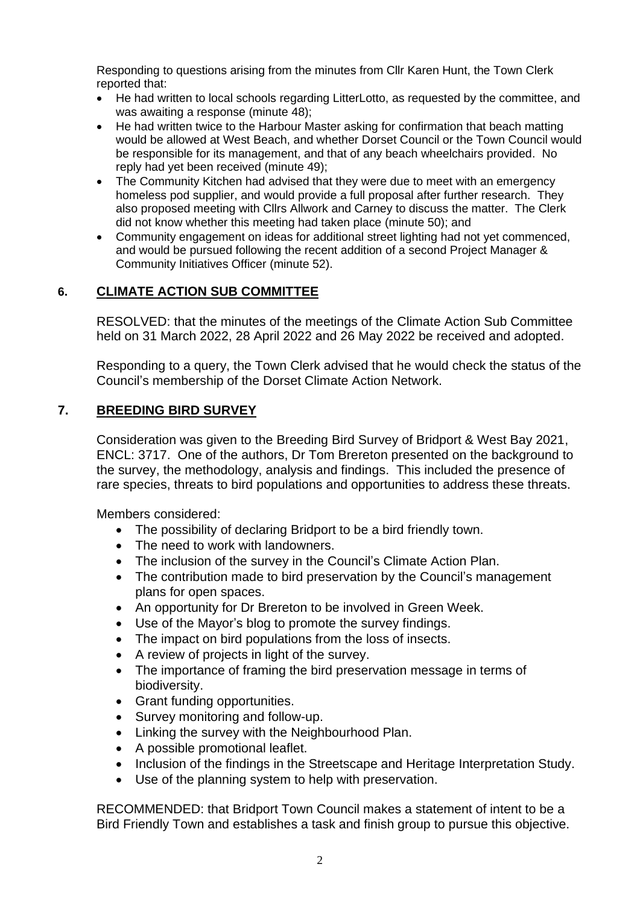Responding to questions arising from the minutes from Cllr Karen Hunt, the Town Clerk reported that:

- He had written to local schools regarding LitterLotto, as requested by the committee, and was awaiting a response (minute 48);
- He had written twice to the Harbour Master asking for confirmation that beach matting would be allowed at West Beach, and whether Dorset Council or the Town Council would be responsible for its management, and that of any beach wheelchairs provided. No reply had yet been received (minute 49);
- The Community Kitchen had advised that they were due to meet with an emergency homeless pod supplier, and would provide a full proposal after further research. They also proposed meeting with Cllrs Allwork and Carney to discuss the matter. The Clerk did not know whether this meeting had taken place (minute 50); and
- Community engagement on ideas for additional street lighting had not yet commenced, and would be pursued following the recent addition of a second Project Manager & Community Initiatives Officer (minute 52).

## 6. CLIMATE ACTION SUB COMMITTEE

RESOLVED: that the minutes of the meetings of the Climate Action Sub Committee held on 31 March 2022, 28 April 2022 and 26 May 2022 be received and adopted.

Responding to a query, the Town Clerk advised that he would check the status of the Council's membership of the Dorset Climate Action Network.

## 7. BREEDING BIRD SURVEY

Consideration was given to the Breeding Bird Survey of Bridport & West Bay 2021, ENCL: 3717. One of the authors, Dr Tom Brereton presented on the background to the survey, the methodology, analysis and findings. This included the presence of rare species, threats to bird populations and opportunities to address these threats.

Members considered:

- The possibility of declaring Bridport to be a bird friendly town.
- The need to work with landowners.
- The inclusion of the survey in the Council's Climate Action Plan.
- The contribution made to bird preservation by the Council's management plans for open spaces.
- An opportunity for Dr Brereton to be involved in Green Week.
- Use of the Mayor's blog to promote the survey findings.
- The impact on bird populations from the loss of insects.
- A review of projects in light of the survey.
- The importance of framing the bird preservation message in terms of biodiversity.
- Grant funding opportunities.
- Survey monitoring and follow-up.
- Linking the survey with the Neighbourhood Plan.
- A possible promotional leaflet.
- Inclusion of the findings in the Streetscape and Heritage Interpretation Study.
- Use of the planning system to help with preservation.

RECOMMENDED: that Bridport Town Council makes a statement of intent to be a Bird Friendly Town and establishes a task and finish group to pursue this objective.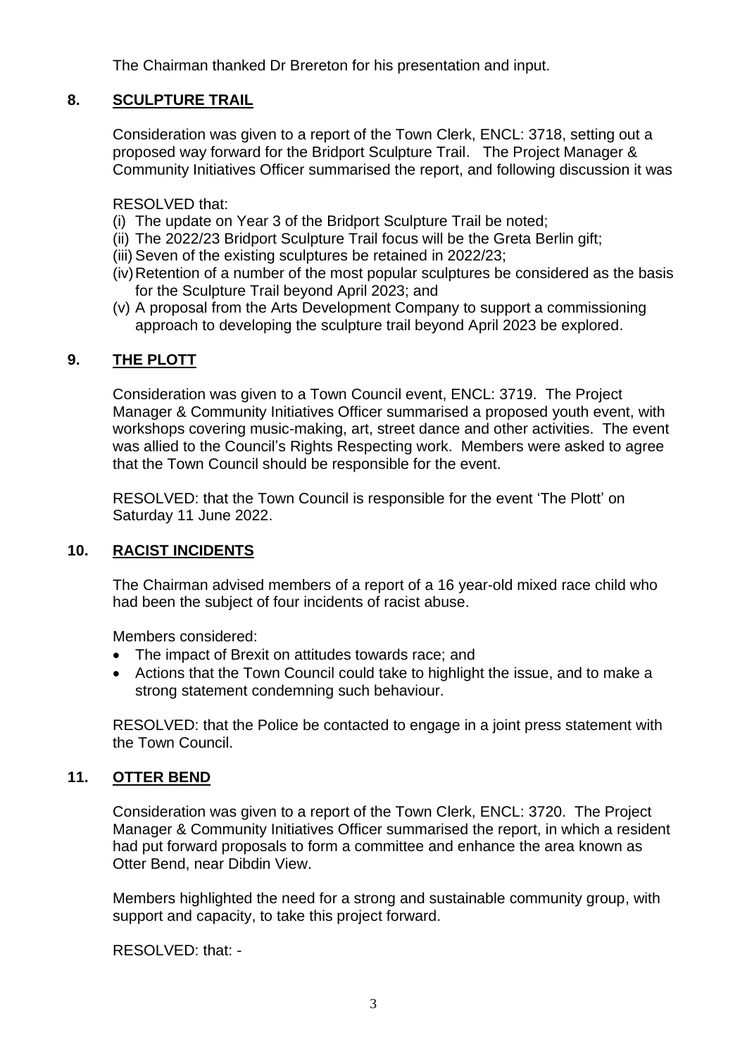The Chairman thanked Dr Brereton for his presentation and input.

## 8. SCULPTURE TRAIL

Consideration was given to a report of the Town Clerk, ENCL: 3718, setting out a proposed way forward for the Bridport Sculpture Trail. The Project Manager & Community Initiatives Officer summarised the report, and following discussion it was

RESOLVED that:

(i) The update on Year 3 of the Bridport Sculpture Trail be noted;
(ii) The 2022/23 Bridport Sculpture Trail focus will be the Greta Berlin gift;
(iii) Seven of the existing sculptures be retained in 2022/23;
(iv) Retention of a number of the most popular sculptures be considered as the basis for the Sculpture Trail beyond April 2023; and
(v) A proposal from the Arts Development Company to support a commissioning approach to developing the sculpture trail beyond April 2023 be explored.

## 9. THE PLOTT

Consideration was given to a Town Council event, ENCL: 3719. The Project Manager & Community Initiatives Officer summarised a proposed youth event, with workshops covering music-making, art, street dance and other activities. The event was allied to the Council's Rights Respecting work. Members were asked to agree that the Town Council should be responsible for the event.

RESOLVED: that the Town Council is responsible for the event 'The Plott' on Saturday 11 June 2022.

## 10. RACIST INCIDENTS

The Chairman advised members of a report of a 16 year-old mixed race child who had been the subject of four incidents of racist abuse.

Members considered:

- The impact of Brexit on attitudes towards race; and
- Actions that the Town Council could take to highlight the issue, and to make a strong statement condemning such behaviour.

RESOLVED: that the Police be contacted to engage in a joint press statement with the Town Council.

## 11. OTTER BEND

Consideration was given to a report of the Town Clerk, ENCL: 3720. The Project Manager & Community Initiatives Officer summarised the report, in which a resident had put forward proposals to form a committee and enhance the area known as Otter Bend, near Dibdin View.

Members highlighted the need for a strong and sustainable community group, with support and capacity, to take this project forward.

RESOLVED: that: -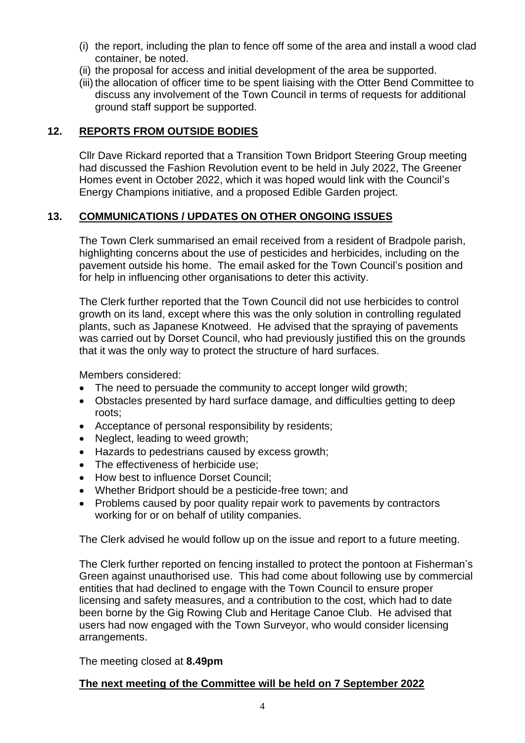(i) the report, including the plan to fence off some of the area and install a wood clad container, be noted.
(ii) the proposal for access and initial development of the area be supported.
(iii) the allocation of officer time to be spent liaising with the Otter Bend Committee to discuss any involvement of the Town Council in terms of requests for additional ground staff support be supported.

## 12. REPORTS FROM OUTSIDE BODIES

Cllr Dave Rickard reported that a Transition Town Bridport Steering Group meeting had discussed the Fashion Revolution event to be held in July 2022, The Greener Homes event in October 2022, which it was hoped would link with the Council's Energy Champions initiative, and a proposed Edible Garden project.

## 13. COMMUNICATIONS / UPDATES ON OTHER ONGOING ISSUES

The Town Clerk summarised an email received from a resident of Bradpole parish, highlighting concerns about the use of pesticides and herbicides, including on the pavement outside his home. The email asked for the Town Council's position and for help in influencing other organisations to deter this activity.

The Clerk further reported that the Town Council did not use herbicides to control growth on its land, except where this was the only solution in controlling regulated plants, such as Japanese Knotweed. He advised that the spraying of pavements was carried out by Dorset Council, who had previously justified this on the grounds that it was the only way to protect the structure of hard surfaces.

Members considered:

- The need to persuade the community to accept longer wild growth;
- Obstacles presented by hard surface damage, and difficulties getting to deep roots;
- Acceptance of personal responsibility by residents;
- Neglect, leading to weed growth;
- Hazards to pedestrians caused by excess growth;
- The effectiveness of herbicide use;
- How best to influence Dorset Council;
- Whether Bridport should be a pesticide-free town; and
- Problems caused by poor quality repair work to pavements by contractors working for or on behalf of utility companies.

The Clerk advised he would follow up on the issue and report to a future meeting.

The Clerk further reported on fencing installed to protect the pontoon at Fisherman's Green against unauthorised use. This had come about following use by commercial entities that had declined to engage with the Town Council to ensure proper licensing and safety measures, and a contribution to the cost, which had to date been borne by the Gig Rowing Club and Heritage Canoe Club. He advised that users had now engaged with the Town Surveyor, who would consider licensing arrangements.

The meeting closed at **8.49pm**

**The next meeting of the Committee will be held on 7 September 2022**